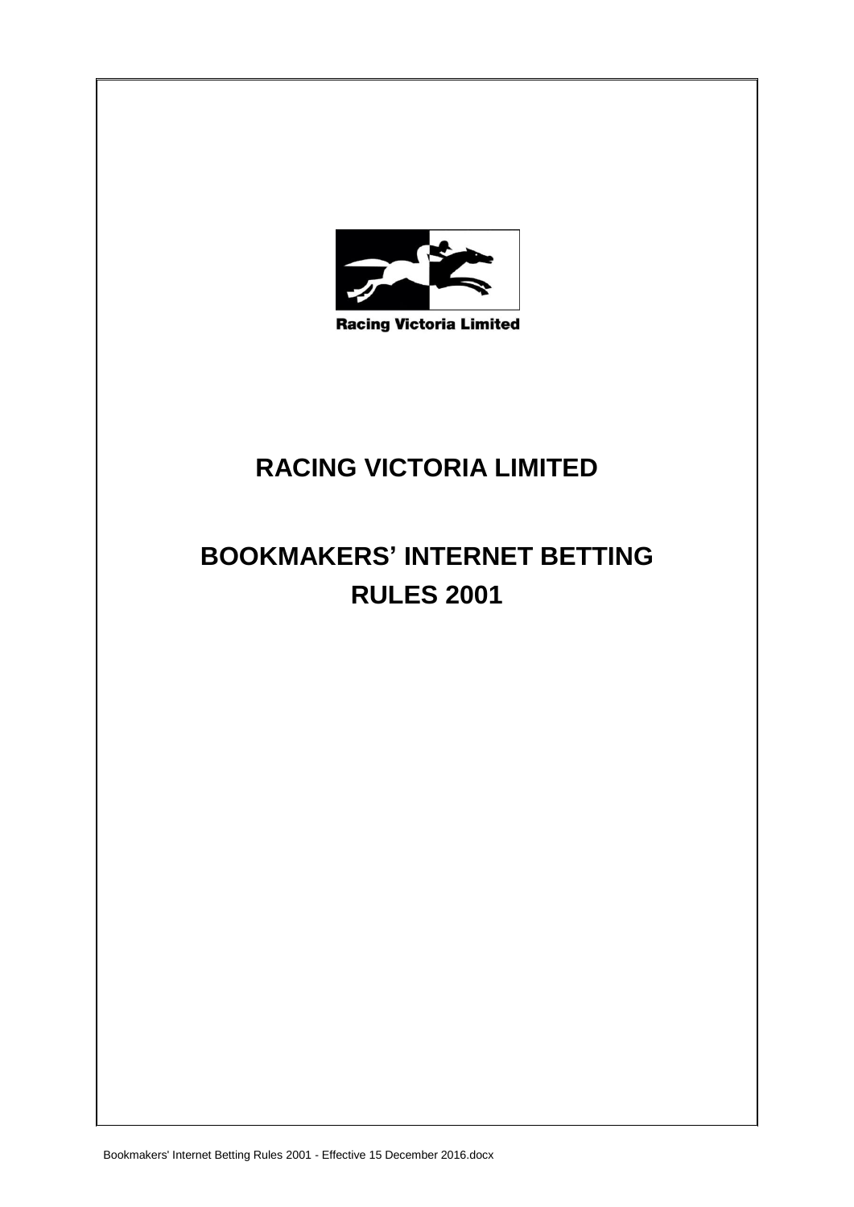Racing Victoria Limited

# RACING VICTORIA LIMITED

# BOOKMAKERS' INTERNET BETTING RULES 2001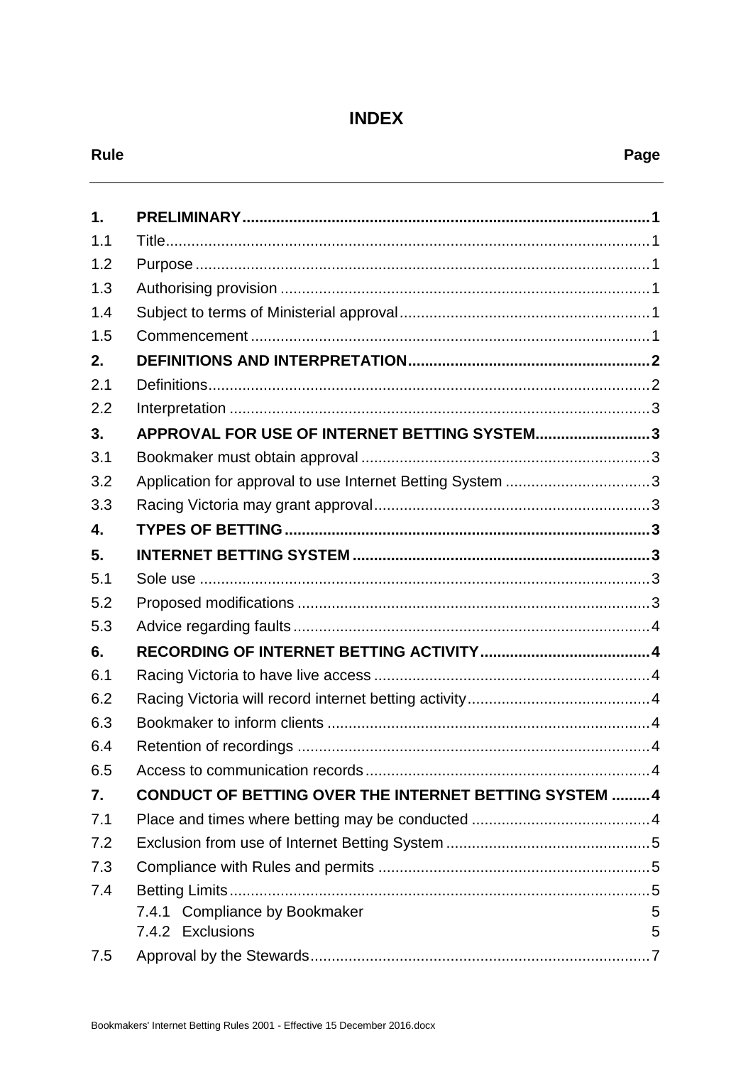# INDEX

| Rule | | Page |
|---|---|---|
| **1.** | **PRELIMINARY** | **1** |
| 1.1 | Title | 1 |
| 1.2 | Purpose | 1 |
| 1.3 | Authorising provision | 1 |
| 1.4 | Subject to terms of Ministerial approval | 1 |
| 1.5 | Commencement | 1 |
| **2.** | **DEFINITIONS AND INTERPRETATION** | **2** |
| 2.1 | Definitions | 2 |
| 2.2 | Interpretation | 3 |
| **3.** | **APPROVAL FOR USE OF INTERNET BETTING SYSTEM** | **3** |
| 3.1 | Bookmaker must obtain approval | 3 |
| 3.2 | Application for approval to use Internet Betting System | 3 |
| 3.3 | Racing Victoria may grant approval | 3 |
| **4.** | **TYPES OF BETTING** | **3** |
| **5.** | **INTERNET BETTING SYSTEM** | **3** |
| 5.1 | Sole use | 3 |
| 5.2 | Proposed modifications | 3 |
| 5.3 | Advice regarding faults | 4 |
| **6.** | **RECORDING OF INTERNET BETTING ACTIVITY** | **4** |
| 6.1 | Racing Victoria to have live access | 4 |
| 6.2 | Racing Victoria will record internet betting activity | 4 |
| 6.3 | Bookmaker to inform clients | 4 |
| 6.4 | Retention of recordings | 4 |
| 6.5 | Access to communication records | 4 |
| **7.** | **CONDUCT OF BETTING OVER THE INTERNET BETTING SYSTEM** | **4** |
| 7.1 | Place and times where betting may be conducted | 4 |
| 7.2 | Exclusion from use of Internet Betting System | 5 |
| 7.3 | Compliance with Rules and permits | 5 |
| 7.4 | Betting Limits | 5 |
| | 7.4.1 Compliance by Bookmaker | 5 |
| | 7.4.2 Exclusions | 5 |
| 7.5 | Approval by the Stewards | 7 |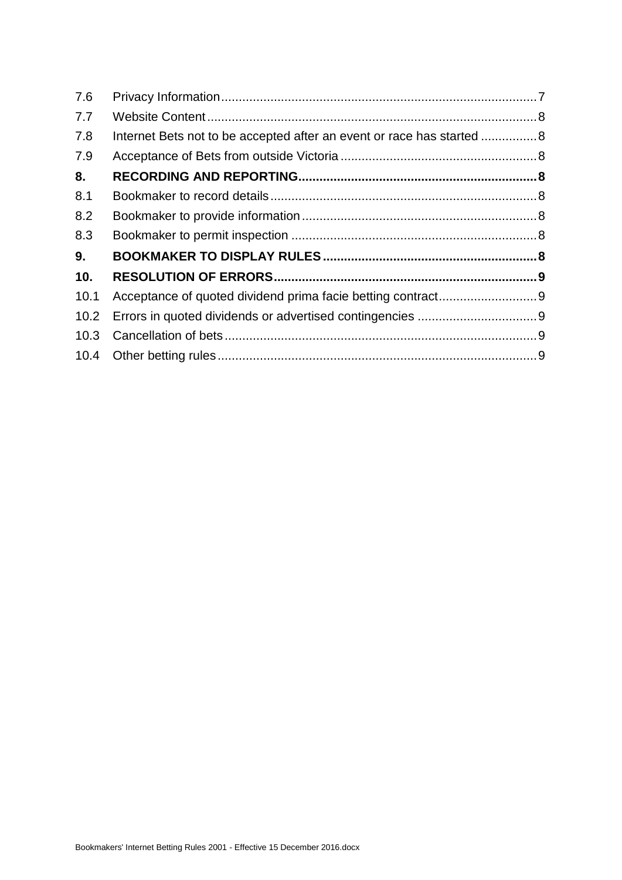| | | |
|---|---|---|
| 7.6 | Privacy Information | 7 |
| 7.7 | Website Content | 8 |
| 7.8 | Internet Bets not to be accepted after an event or race has started | 8 |
| 7.9 | Acceptance of Bets from outside Victoria | 8 |
| **8.** | **RECORDING AND REPORTING** | **8** |
| 8.1 | Bookmaker to record details | 8 |
| 8.2 | Bookmaker to provide information | 8 |
| 8.3 | Bookmaker to permit inspection | 8 |
| **9.** | **BOOKMAKER TO DISPLAY RULES** | **8** |
| **10.** | **RESOLUTION OF ERRORS** | **9** |
| 10.1 | Acceptance of quoted dividend prima facie betting contract | 9 |
| 10.2 | Errors in quoted dividends or advertised contingencies | 9 |
| 10.3 | Cancellation of bets | 9 |
| 10.4 | Other betting rules | 9 |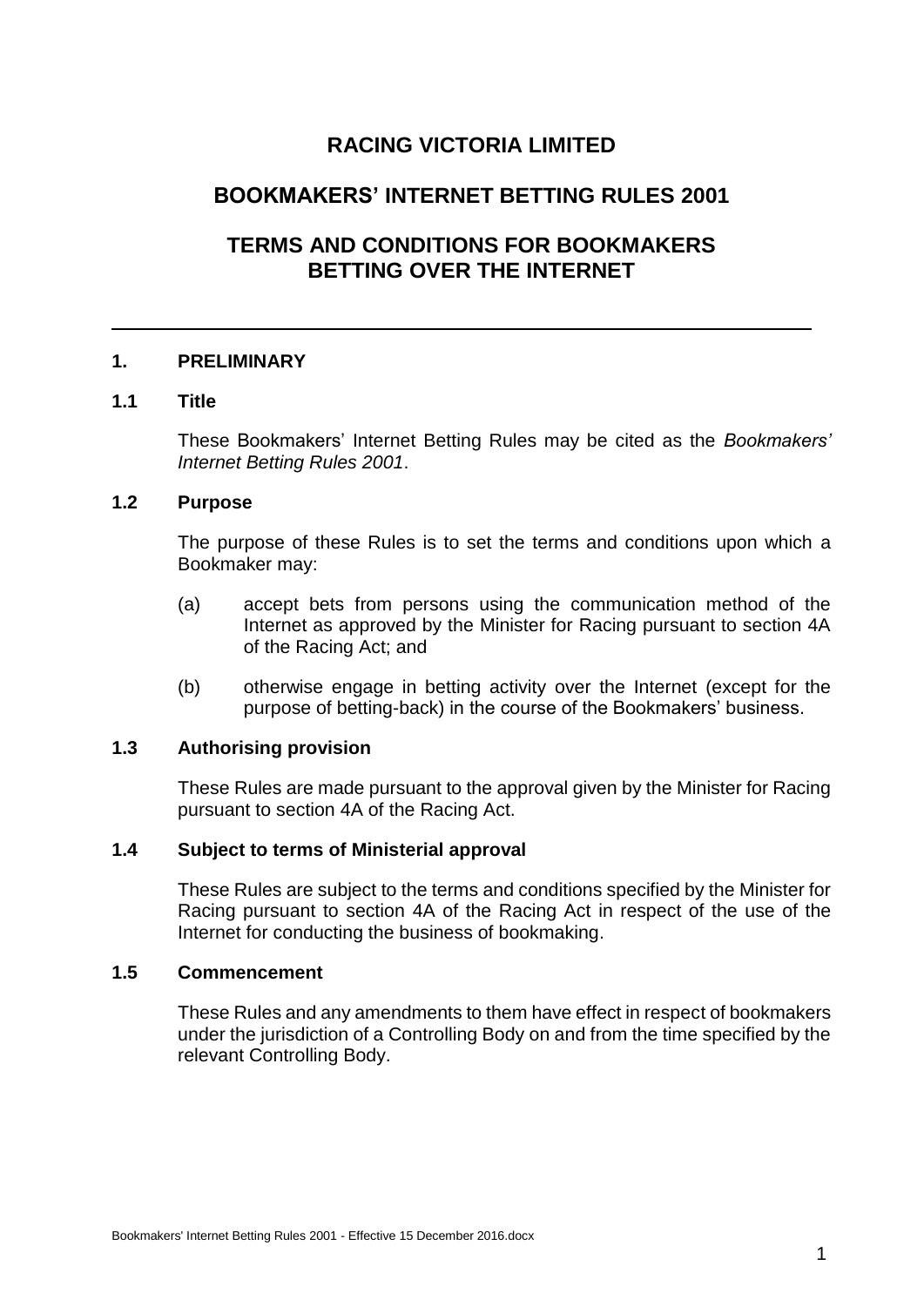# RACING VICTORIA LIMITED

## BOOKMAKERS' INTERNET BETTING RULES 2001

## TERMS AND CONDITIONS FOR BOOKMAKERS BETTING OVER THE INTERNET

---

### 1. PRELIMINARY

#### 1.1 Title

These Bookmakers' Internet Betting Rules may be cited as the *Bookmakers' Internet Betting Rules 2001*.

#### 1.2 Purpose

The purpose of these Rules is to set the terms and conditions upon which a Bookmaker may:

(a) accept bets from persons using the communication method of the Internet as approved by the Minister for Racing pursuant to section 4A of the Racing Act; and

(b) otherwise engage in betting activity over the Internet (except for the purpose of betting-back) in the course of the Bookmakers' business.

#### 1.3 Authorising provision

These Rules are made pursuant to the approval given by the Minister for Racing pursuant to section 4A of the Racing Act.

#### 1.4 Subject to terms of Ministerial approval

These Rules are subject to the terms and conditions specified by the Minister for Racing pursuant to section 4A of the Racing Act in respect of the use of the Internet for conducting the business of bookmaking.

#### 1.5 Commencement

These Rules and any amendments to them have effect in respect of bookmakers under the jurisdiction of a Controlling Body on and from the time specified by the relevant Controlling Body.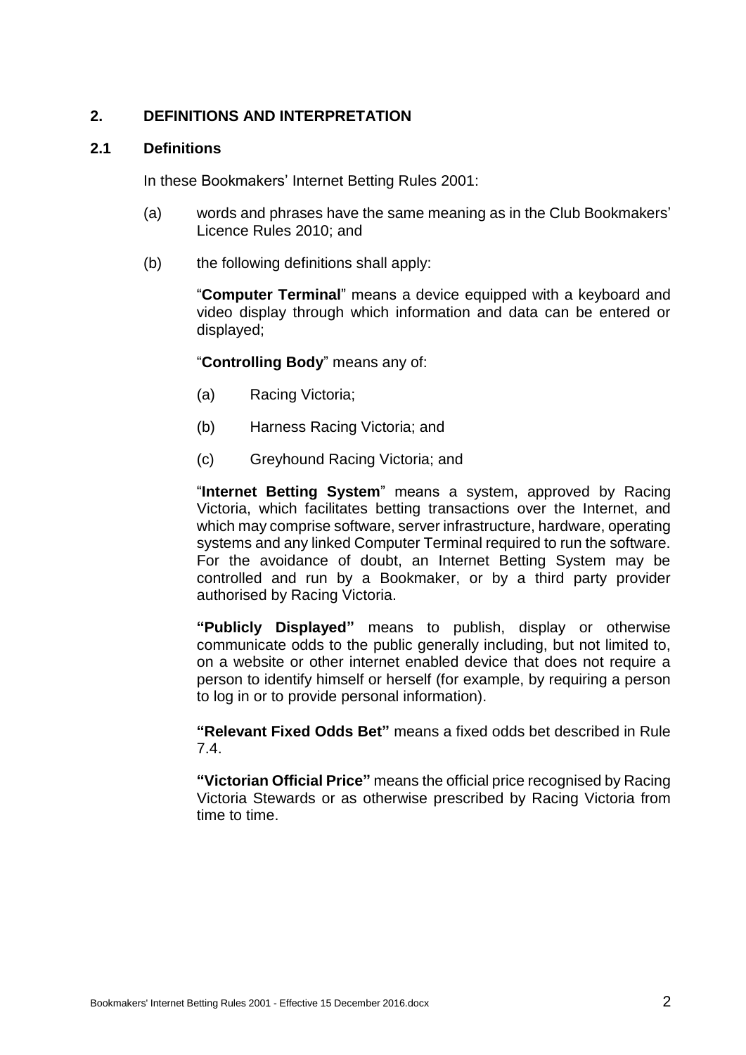## 2. DEFINITIONS AND INTERPRETATION

### 2.1 Definitions

In these Bookmakers' Internet Betting Rules 2001:

(a) words and phrases have the same meaning as in the Club Bookmakers' Licence Rules 2010; and

(b) the following definitions shall apply:

"**Computer Terminal**" means a device equipped with a keyboard and video display through which information and data can be entered or displayed;

"**Controlling Body**" means any of:

(a) Racing Victoria;

(b) Harness Racing Victoria; and

(c) Greyhound Racing Victoria; and

"**Internet Betting System**" means a system, approved by Racing Victoria, which facilitates betting transactions over the Internet, and which may comprise software, server infrastructure, hardware, operating systems and any linked Computer Terminal required to run the software. For the avoidance of doubt, an Internet Betting System may be controlled and run by a Bookmaker, or by a third party provider authorised by Racing Victoria.

**"Publicly Displayed"** means to publish, display or otherwise communicate odds to the public generally including, but not limited to, on a website or other internet enabled device that does not require a person to identify himself or herself (for example, by requiring a person to log in or to provide personal information).

**"Relevant Fixed Odds Bet"** means a fixed odds bet described in Rule 7.4.

**"Victorian Official Price"** means the official price recognised by Racing Victoria Stewards or as otherwise prescribed by Racing Victoria from time to time.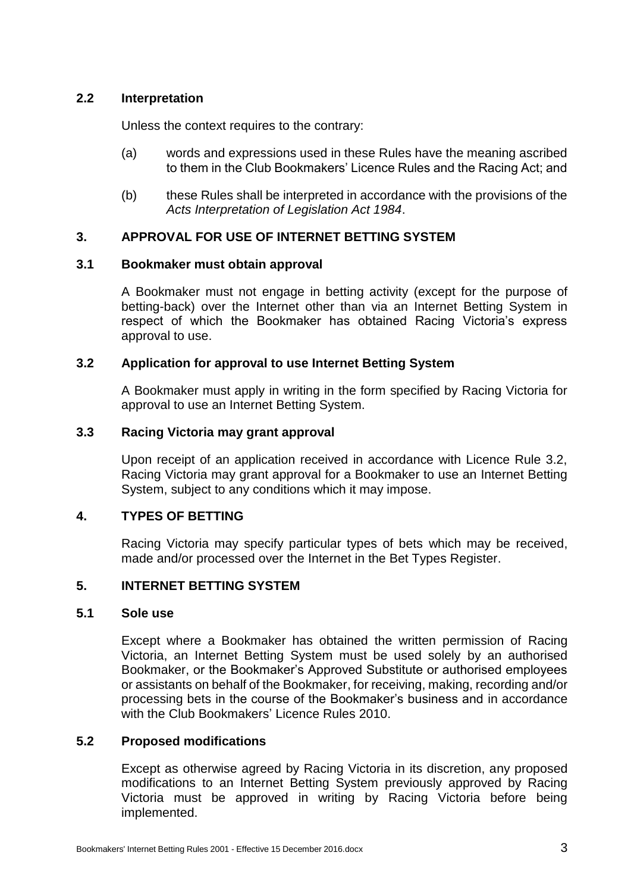### 2.2 Interpretation

Unless the context requires to the contrary:

(a) words and expressions used in these Rules have the meaning ascribed to them in the Club Bookmakers' Licence Rules and the Racing Act; and

(b) these Rules shall be interpreted in accordance with the provisions of the *Acts Interpretation of Legislation Act 1984*.

## 3. APPROVAL FOR USE OF INTERNET BETTING SYSTEM

### 3.1 Bookmaker must obtain approval

A Bookmaker must not engage in betting activity (except for the purpose of betting-back) over the Internet other than via an Internet Betting System in respect of which the Bookmaker has obtained Racing Victoria's express approval to use.

### 3.2 Application for approval to use Internet Betting System

A Bookmaker must apply in writing in the form specified by Racing Victoria for approval to use an Internet Betting System.

### 3.3 Racing Victoria may grant approval

Upon receipt of an application received in accordance with Licence Rule 3.2, Racing Victoria may grant approval for a Bookmaker to use an Internet Betting System, subject to any conditions which it may impose.

## 4. TYPES OF BETTING

Racing Victoria may specify particular types of bets which may be received, made and/or processed over the Internet in the Bet Types Register.

## 5. INTERNET BETTING SYSTEM

### 5.1 Sole use

Except where a Bookmaker has obtained the written permission of Racing Victoria, an Internet Betting System must be used solely by an authorised Bookmaker, or the Bookmaker's Approved Substitute or authorised employees or assistants on behalf of the Bookmaker, for receiving, making, recording and/or processing bets in the course of the Bookmaker's business and in accordance with the Club Bookmakers' Licence Rules 2010.

### 5.2 Proposed modifications

Except as otherwise agreed by Racing Victoria in its discretion, any proposed modifications to an Internet Betting System previously approved by Racing Victoria must be approved in writing by Racing Victoria before being implemented.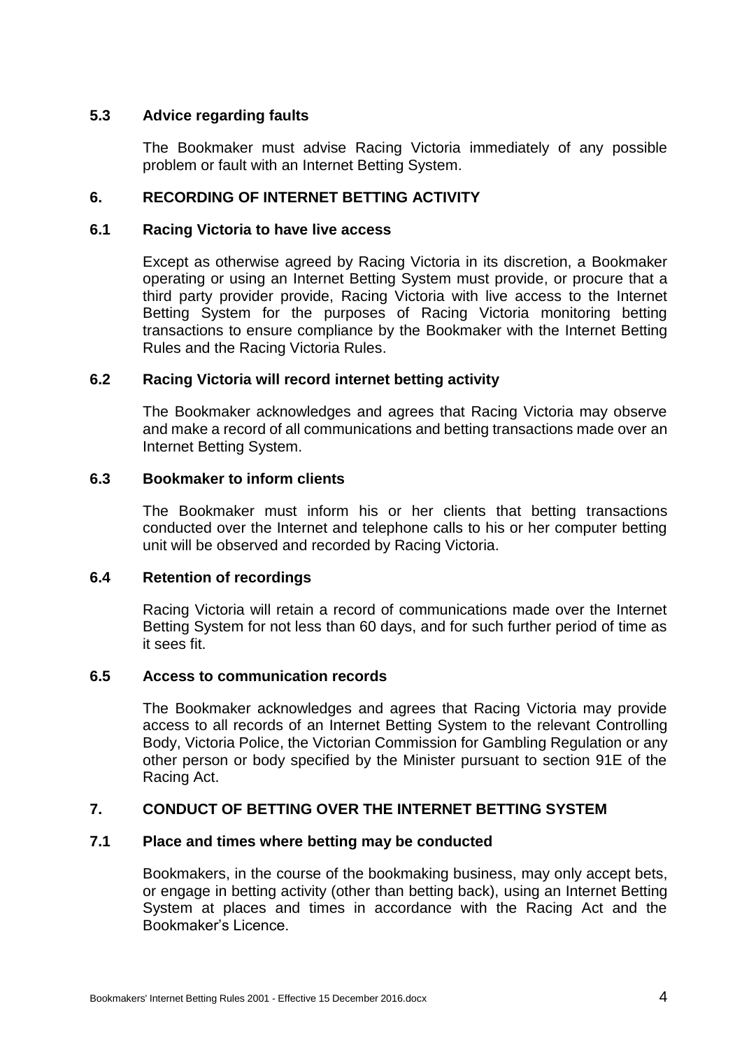### 5.3 Advice regarding faults

The Bookmaker must advise Racing Victoria immediately of any possible problem or fault with an Internet Betting System.

## 6. RECORDING OF INTERNET BETTING ACTIVITY

### 6.1 Racing Victoria to have live access

Except as otherwise agreed by Racing Victoria in its discretion, a Bookmaker operating or using an Internet Betting System must provide, or procure that a third party provider provide, Racing Victoria with live access to the Internet Betting System for the purposes of Racing Victoria monitoring betting transactions to ensure compliance by the Bookmaker with the Internet Betting Rules and the Racing Victoria Rules.

### 6.2 Racing Victoria will record internet betting activity

The Bookmaker acknowledges and agrees that Racing Victoria may observe and make a record of all communications and betting transactions made over an Internet Betting System.

### 6.3 Bookmaker to inform clients

The Bookmaker must inform his or her clients that betting transactions conducted over the Internet and telephone calls to his or her computer betting unit will be observed and recorded by Racing Victoria.

### 6.4 Retention of recordings

Racing Victoria will retain a record of communications made over the Internet Betting System for not less than 60 days, and for such further period of time as it sees fit.

### 6.5 Access to communication records

The Bookmaker acknowledges and agrees that Racing Victoria may provide access to all records of an Internet Betting System to the relevant Controlling Body, Victoria Police, the Victorian Commission for Gambling Regulation or any other person or body specified by the Minister pursuant to section 91E of the Racing Act.

## 7. CONDUCT OF BETTING OVER THE INTERNET BETTING SYSTEM

### 7.1 Place and times where betting may be conducted

Bookmakers, in the course of the bookmaking business, may only accept bets, or engage in betting activity (other than betting back), using an Internet Betting System at places and times in accordance with the Racing Act and the Bookmaker's Licence.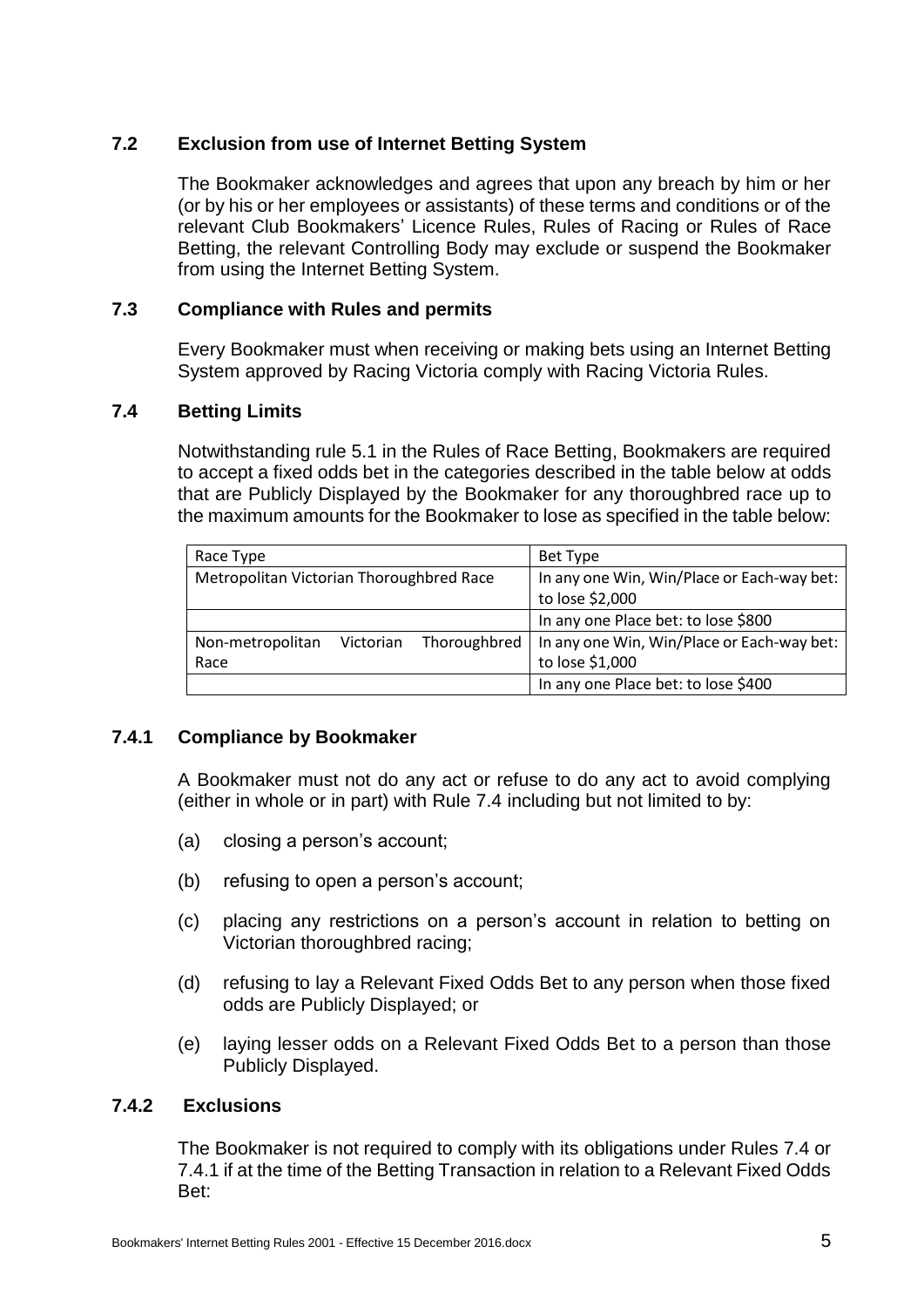### 7.2 Exclusion from use of Internet Betting System

The Bookmaker acknowledges and agrees that upon any breach by him or her (or by his or her employees or assistants) of these terms and conditions or of the relevant Club Bookmakers' Licence Rules, Rules of Racing or Rules of Race Betting, the relevant Controlling Body may exclude or suspend the Bookmaker from using the Internet Betting System.

### 7.3 Compliance with Rules and permits

Every Bookmaker must when receiving or making bets using an Internet Betting System approved by Racing Victoria comply with Racing Victoria Rules.

### 7.4 Betting Limits

Notwithstanding rule 5.1 in the Rules of Race Betting, Bookmakers are required to accept a fixed odds bet in the categories described in the table below at odds that are Publicly Displayed by the Bookmaker for any thoroughbred race up to the maximum amounts for the Bookmaker to lose as specified in the table below:

| Race Type | Bet Type |
|---|---|
| Metropolitan Victorian Thoroughbred Race | In any one Win, Win/Place or Each-way bet: to lose $2,000 |
| | In any one Place bet: to lose $800 |
| Non-metropolitan Victorian Thoroughbred Race | In any one Win, Win/Place or Each-way bet: to lose $1,000 |
| | In any one Place bet: to lose $400 |

### 7.4.1 Compliance by Bookmaker

A Bookmaker must not do any act or refuse to do any act to avoid complying (either in whole or in part) with Rule 7.4 including but not limited to by:

(a) closing a person's account;

(b) refusing to open a person's account;

(c) placing any restrictions on a person's account in relation to betting on Victorian thoroughbred racing;

(d) refusing to lay a Relevant Fixed Odds Bet to any person when those fixed odds are Publicly Displayed; or

(e) laying lesser odds on a Relevant Fixed Odds Bet to a person than those Publicly Displayed.

### 7.4.2 Exclusions

The Bookmaker is not required to comply with its obligations under Rules 7.4 or 7.4.1 if at the time of the Betting Transaction in relation to a Relevant Fixed Odds Bet: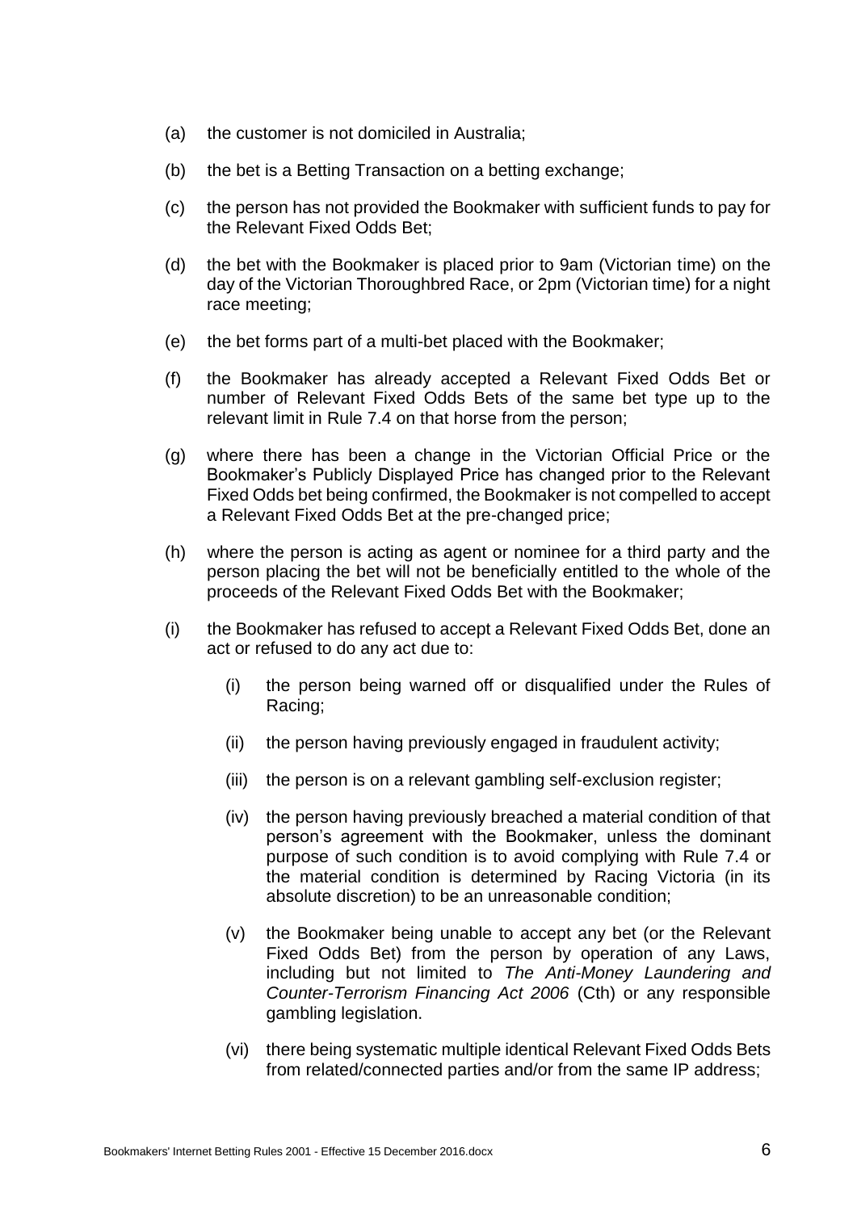(a) the customer is not domiciled in Australia;

(b) the bet is a Betting Transaction on a betting exchange;

(c) the person has not provided the Bookmaker with sufficient funds to pay for the Relevant Fixed Odds Bet;

(d) the bet with the Bookmaker is placed prior to 9am (Victorian time) on the day of the Victorian Thoroughbred Race, or 2pm (Victorian time) for a night race meeting;

(e) the bet forms part of a multi-bet placed with the Bookmaker;

(f) the Bookmaker has already accepted a Relevant Fixed Odds Bet or number of Relevant Fixed Odds Bets of the same bet type up to the relevant limit in Rule 7.4 on that horse from the person;

(g) where there has been a change in the Victorian Official Price or the Bookmaker's Publicly Displayed Price has changed prior to the Relevant Fixed Odds bet being confirmed, the Bookmaker is not compelled to accept a Relevant Fixed Odds Bet at the pre-changed price;

(h) where the person is acting as agent or nominee for a third party and the person placing the bet will not be beneficially entitled to the whole of the proceeds of the Relevant Fixed Odds Bet with the Bookmaker;

(i) the Bookmaker has refused to accept a Relevant Fixed Odds Bet, done an act or refused to do any act due to:

   (i) the person being warned off or disqualified under the Rules of Racing;

   (ii) the person having previously engaged in fraudulent activity;

   (iii) the person is on a relevant gambling self-exclusion register;

   (iv) the person having previously breached a material condition of that person's agreement with the Bookmaker, unless the dominant purpose of such condition is to avoid complying with Rule 7.4 or the material condition is determined by Racing Victoria (in its absolute discretion) to be an unreasonable condition;

   (v) the Bookmaker being unable to accept any bet (or the Relevant Fixed Odds Bet) from the person by operation of any Laws, including but not limited to *The Anti-Money Laundering and Counter-Terrorism Financing Act 2006* (Cth) or any responsible gambling legislation.

   (vi) there being systematic multiple identical Relevant Fixed Odds Bets from related/connected parties and/or from the same IP address;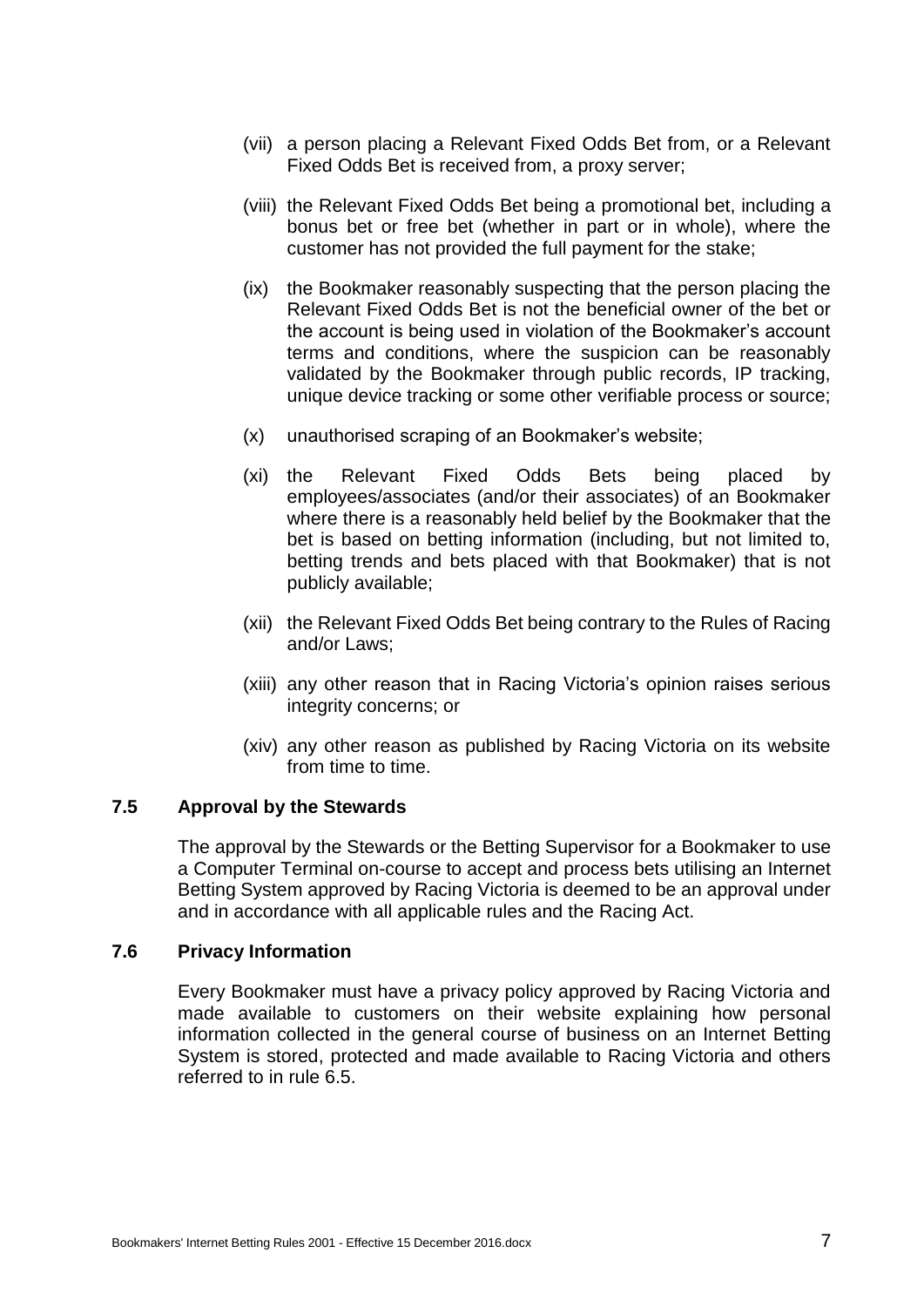(vii) a person placing a Relevant Fixed Odds Bet from, or a Relevant Fixed Odds Bet is received from, a proxy server;

(viii) the Relevant Fixed Odds Bet being a promotional bet, including a bonus bet or free bet (whether in part or in whole), where the customer has not provided the full payment for the stake;

(ix) the Bookmaker reasonably suspecting that the person placing the Relevant Fixed Odds Bet is not the beneficial owner of the bet or the account is being used in violation of the Bookmaker's account terms and conditions, where the suspicion can be reasonably validated by the Bookmaker through public records, IP tracking, unique device tracking or some other verifiable process or source;

(x) unauthorised scraping of an Bookmaker's website;

(xi) the Relevant Fixed Odds Bets being placed by employees/associates (and/or their associates) of an Bookmaker where there is a reasonably held belief by the Bookmaker that the bet is based on betting information (including, but not limited to, betting trends and bets placed with that Bookmaker) that is not publicly available;

(xii) the Relevant Fixed Odds Bet being contrary to the Rules of Racing and/or Laws;

(xiii) any other reason that in Racing Victoria's opinion raises serious integrity concerns; or

(xiv) any other reason as published by Racing Victoria on its website from time to time.

### 7.5 Approval by the Stewards

The approval by the Stewards or the Betting Supervisor for a Bookmaker to use a Computer Terminal on-course to accept and process bets utilising an Internet Betting System approved by Racing Victoria is deemed to be an approval under and in accordance with all applicable rules and the Racing Act.

### 7.6 Privacy Information

Every Bookmaker must have a privacy policy approved by Racing Victoria and made available to customers on their website explaining how personal information collected in the general course of business on an Internet Betting System is stored, protected and made available to Racing Victoria and others referred to in rule 6.5.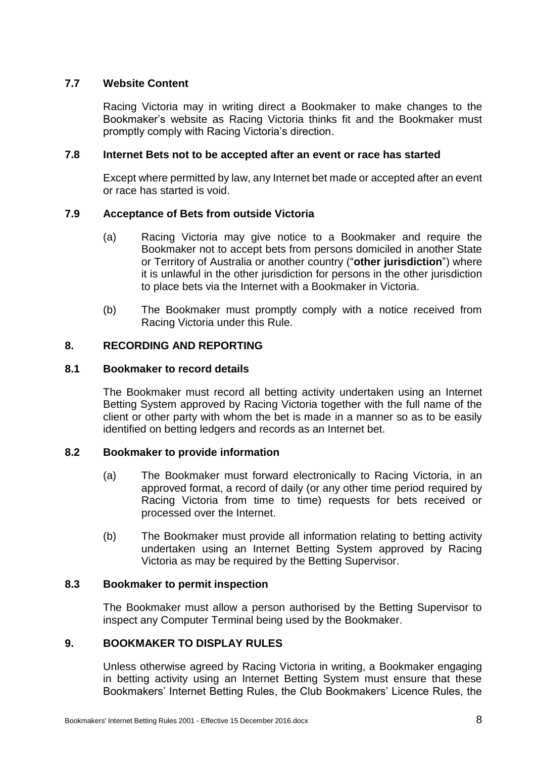### 7.7 Website Content

Racing Victoria may in writing direct a Bookmaker to make changes to the Bookmaker's website as Racing Victoria thinks fit and the Bookmaker must promptly comply with Racing Victoria's direction.

### 7.8 Internet Bets not to be accepted after an event or race has started

Except where permitted by law, any Internet bet made or accepted after an event or race has started is void.

### 7.9 Acceptance of Bets from outside Victoria

(a) Racing Victoria may give notice to a Bookmaker and require the Bookmaker not to accept bets from persons domiciled in another State or Territory of Australia or another country ("**other jurisdiction**") where it is unlawful in the other jurisdiction for persons in the other jurisdiction to place bets via the Internet with a Bookmaker in Victoria.

(b) The Bookmaker must promptly comply with a notice received from Racing Victoria under this Rule.

## 8. RECORDING AND REPORTING

### 8.1 Bookmaker to record details

The Bookmaker must record all betting activity undertaken using an Internet Betting System approved by Racing Victoria together with the full name of the client or other party with whom the bet is made in a manner so as to be easily identified on betting ledgers and records as an Internet bet.

### 8.2 Bookmaker to provide information

(a) The Bookmaker must forward electronically to Racing Victoria, in an approved format, a record of daily (or any other time period required by Racing Victoria from time to time) requests for bets received or processed over the Internet.

(b) The Bookmaker must provide all information relating to betting activity undertaken using an Internet Betting System approved by Racing Victoria as may be required by the Betting Supervisor.

### 8.3 Bookmaker to permit inspection

The Bookmaker must allow a person authorised by the Betting Supervisor to inspect any Computer Terminal being used by the Bookmaker.

## 9. BOOKMAKER TO DISPLAY RULES

Unless otherwise agreed by Racing Victoria in writing, a Bookmaker engaging in betting activity using an Internet Betting System must ensure that these Bookmakers' Internet Betting Rules, the Club Bookmakers' Licence Rules, the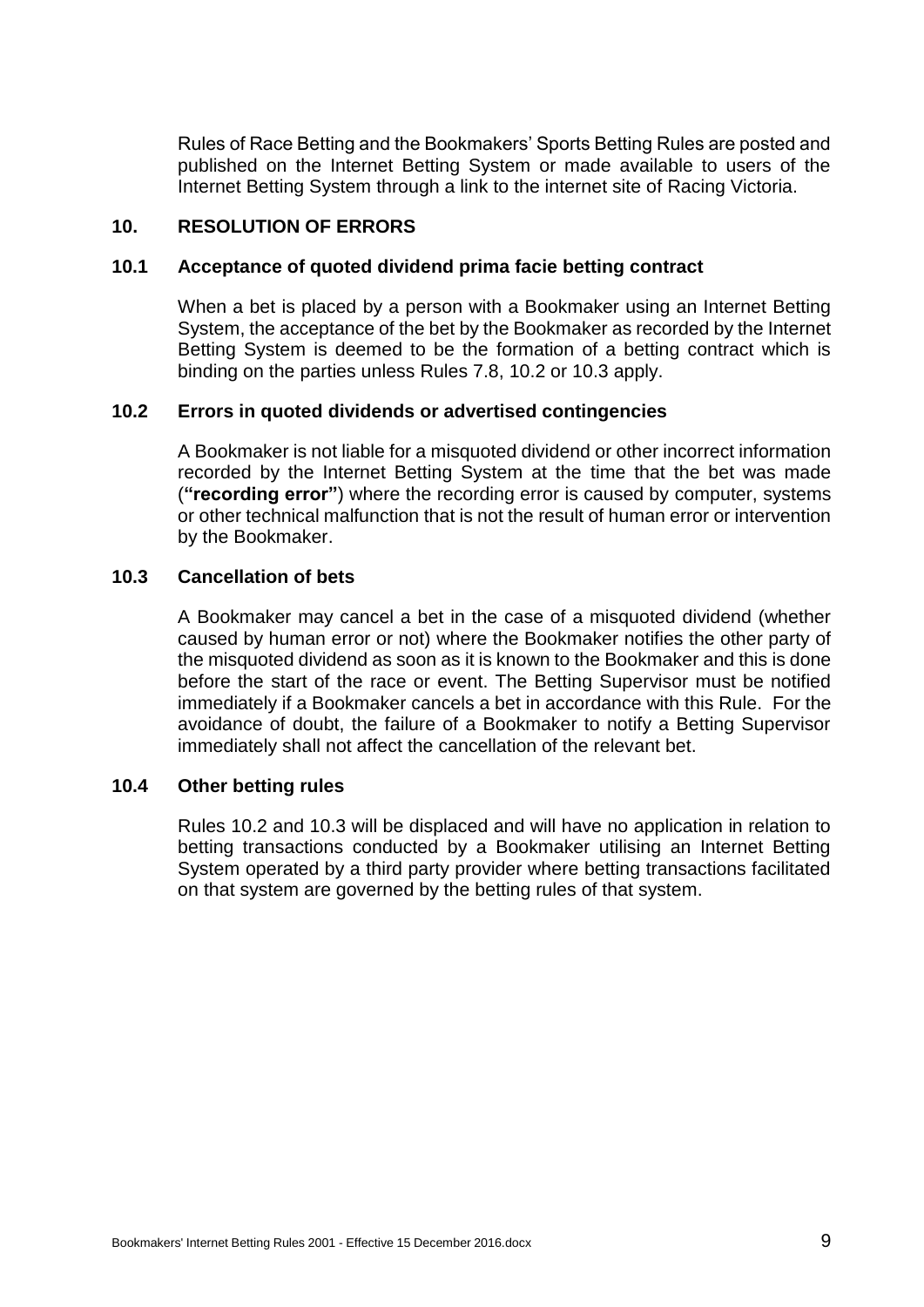Rules of Race Betting and the Bookmakers' Sports Betting Rules are posted and published on the Internet Betting System or made available to users of the Internet Betting System through a link to the internet site of Racing Victoria.

## 10. RESOLUTION OF ERRORS

### 10.1 Acceptance of quoted dividend prima facie betting contract

When a bet is placed by a person with a Bookmaker using an Internet Betting System, the acceptance of the bet by the Bookmaker as recorded by the Internet Betting System is deemed to be the formation of a betting contract which is binding on the parties unless Rules 7.8, 10.2 or 10.3 apply.

### 10.2 Errors in quoted dividends or advertised contingencies

A Bookmaker is not liable for a misquoted dividend or other incorrect information recorded by the Internet Betting System at the time that the bet was made (**"recording error"**) where the recording error is caused by computer, systems or other technical malfunction that is not the result of human error or intervention by the Bookmaker.

### 10.3 Cancellation of bets

A Bookmaker may cancel a bet in the case of a misquoted dividend (whether caused by human error or not) where the Bookmaker notifies the other party of the misquoted dividend as soon as it is known to the Bookmaker and this is done before the start of the race or event. The Betting Supervisor must be notified immediately if a Bookmaker cancels a bet in accordance with this Rule. For the avoidance of doubt, the failure of a Bookmaker to notify a Betting Supervisor immediately shall not affect the cancellation of the relevant bet.

### 10.4 Other betting rules

Rules 10.2 and 10.3 will be displaced and will have no application in relation to betting transactions conducted by a Bookmaker utilising an Internet Betting System operated by a third party provider where betting transactions facilitated on that system are governed by the betting rules of that system.